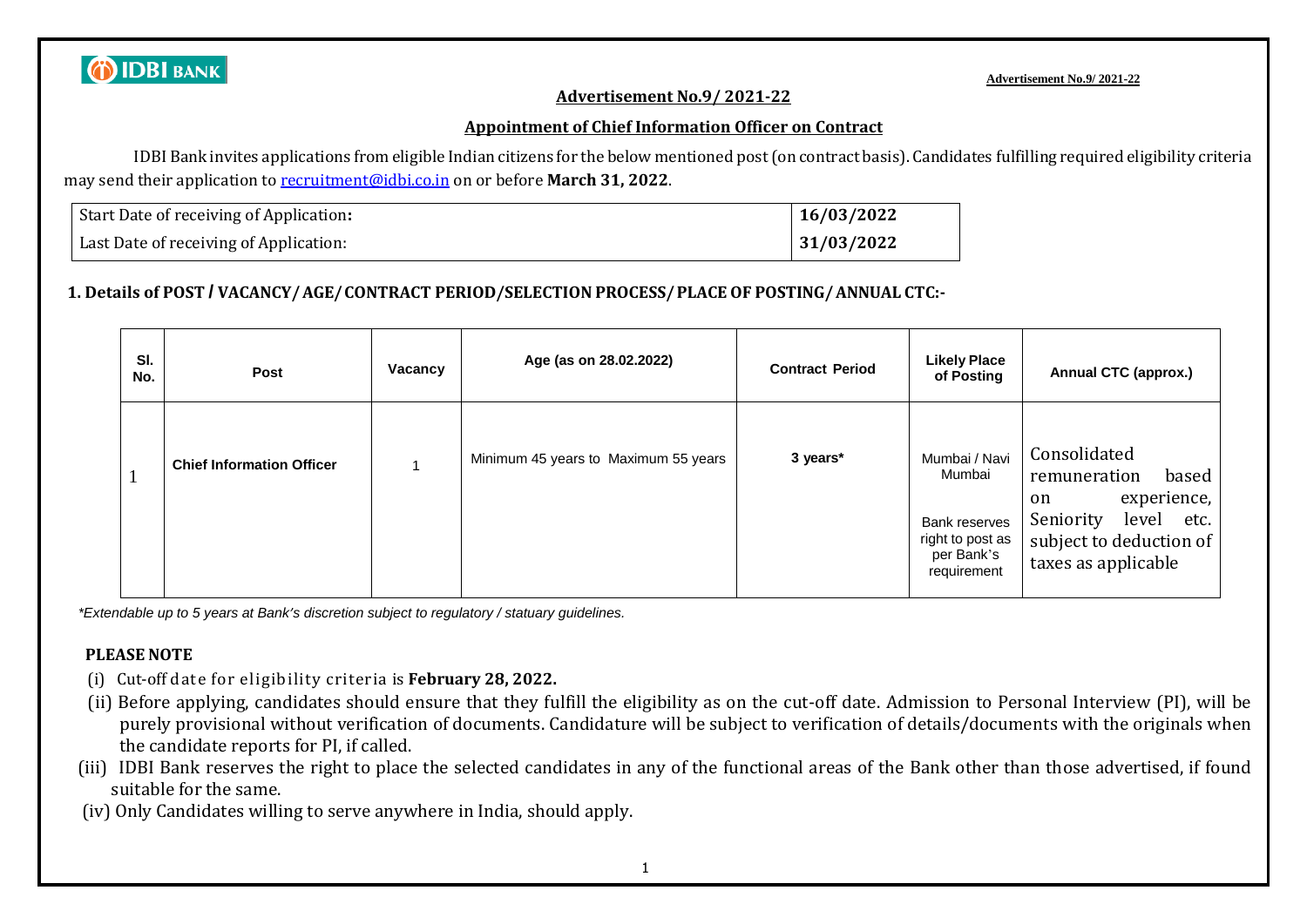**Advertisement No.9/ 2021-22**

## Advertisement No.9/ 2021-22

### Appointment of Chief Information Officer on Contract

IDBI Bank invites applications from eligible Indian citizens for the below mentioned post (on contract basis). Candidates fulfilling required eligibility criteria may send their application to recruitment@idbi.co.in on or before **March 31, 2022**.

| Start Date of receiving of Application**:** | **16/03/2022** |
|---|---|
| Last Date of receiving of Application: | **31/03/2022** |

### 1. Details of POST / VACANCY/ AGE/ CONTRACT PERIOD/SELECTION PROCESS/ PLACE OF POSTING/ ANNUAL CTC:-

| Sl. No. | Post | Vacancy | Age (as on 28.02.2022) | Contract Period | Likely Place of Posting | Annual CTC (approx.) |
|---|---|---|---|---|---|---|
| 1 | **Chief Information Officer** | 1 | Minimum 45 years to Maximum 55 years | **3 years*** | Mumbai / Navi Mumbai<br><br>Bank reserves right to post as per Bank's requirement | Consolidated remuneration based on experience, Seniority level etc. subject to deduction of taxes as applicable |

*\*Extendable up to 5 years at Bank's discretion subject to regulatory / statuary guidelines.*

**PLEASE NOTE**

(i) Cut-off date for eligibility criteria is **February 28, 2022.**

(ii) Before applying, candidates should ensure that they fulfill the eligibility as on the cut-off date. Admission to Personal Interview (PI), will be purely provisional without verification of documents. Candidature will be subject to verification of details/documents with the originals when the candidate reports for PI, if called.

(iii) IDBI Bank reserves the right to place the selected candidates in any of the functional areas of the Bank other than those advertised, if found suitable for the same.

(iv) Only Candidates willing to serve anywhere in India, should apply.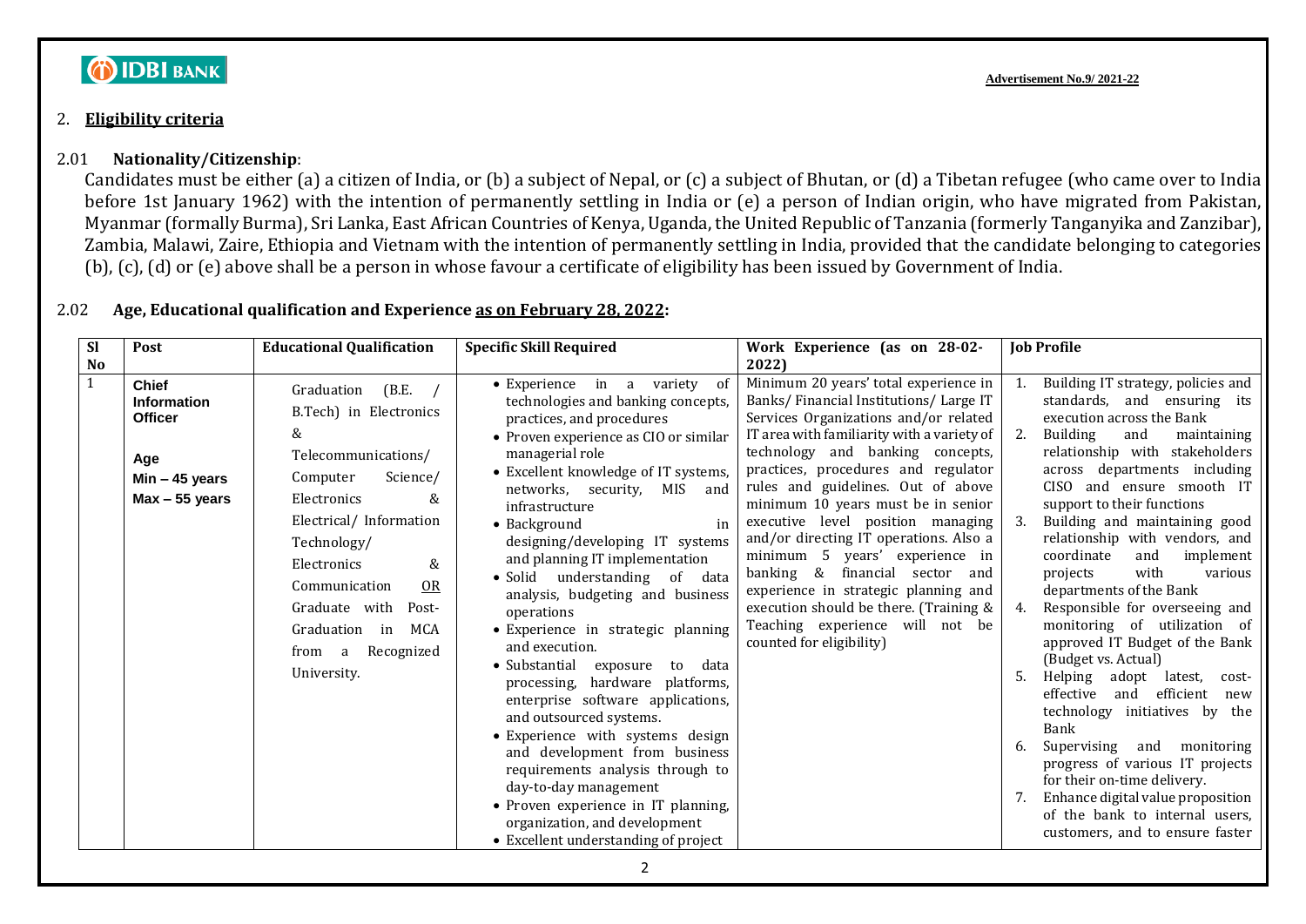## 2. Eligibility criteria

### 2.01 Nationality/Citizenship:

Candidates must be either (a) a citizen of India, or (b) a subject of Nepal, or (c) a subject of Bhutan, or (d) a Tibetan refugee (who came over to India before 1st January 1962) with the intention of permanently settling in India or (e) a person of Indian origin, who have migrated from Pakistan, Myanmar (formally Burma), Sri Lanka, East African Countries of Kenya, Uganda, the United Republic of Tanzania (formerly Tanganyika and Zanzibar), Zambia, Malawi, Zaire, Ethiopia and Vietnam with the intention of permanently settling in India, provided that the candidate belonging to categories (b), (c), (d) or (e) above shall be a person in whose favour a certificate of eligibility has been issued by Government of India.

### 2.02 Age, Educational qualification and Experience as on February 28, 2022:

| Sl No | Post | Educational Qualification | Specific Skill Required | Work Experience (as on 28-02-2022) | Job Profile |
|---|---|---|---|---|---|
| 1 | **Chief Information Officer**<br><br>**Age**<br>**Min – 45 years**<br>**Max – 55 years** | Graduation (B.E. / B.Tech) in Electronics & Telecommunications/ Computer Science/ Electronics & Electrical/ Information Technology/ Electronics & Communication OR Graduate with Post-Graduation in MCA from a Recognized University. | • Experience in a variety of technologies and banking concepts, practices, and procedures<br>• Proven experience as CIO or similar managerial role<br>• Excellent knowledge of IT systems, networks, security, MIS and infrastructure<br>• Background in designing/developing IT systems and planning IT implementation<br>• Solid understanding of data analysis, budgeting and business operations<br>• Experience in strategic planning and execution.<br>• Substantial exposure to data processing, hardware platforms, enterprise software applications, and outsourced systems.<br>• Experience with systems design and development from business requirements analysis through to day-to-day management<br>• Proven experience in IT planning, organization, and development<br>• Excellent understanding of project | Minimum 20 years' total experience in Banks/ Financial Institutions/ Large IT Services Organizations and/or related IT area with familiarity with a variety of technology and banking concepts, practices, procedures and regulator rules and guidelines. Out of above minimum 10 years must be in senior executive level position managing and/or directing IT operations. Also a minimum 5 years' experience in banking & financial sector and experience in strategic planning and execution should be there. (Training & Teaching experience will not be counted for eligibility) | 1. Building IT strategy, policies and standards, and ensuring its execution across the Bank<br>2. Building and maintaining relationship with stakeholders across departments including CISO and ensure smooth IT support to their functions<br>3. Building and maintaining good relationship with vendors, and coordinate and implement projects with various departments of the Bank<br>4. Responsible for overseeing and monitoring of utilization of approved IT Budget of the Bank (Budget vs. Actual)<br>5. Helping adopt latest, cost-effective and efficient new technology initiatives by the Bank<br>6. Supervising and monitoring progress of various IT projects for their on-time delivery.<br>7. Enhance digital value proposition of the bank to internal users, customers, and to ensure faster |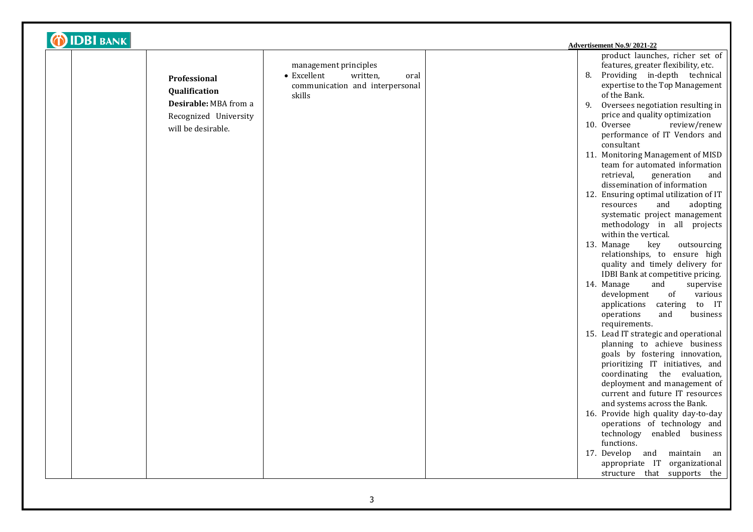| | | | | |
|---|---|---|---|---|
| | **Professional Qualification** **Desirable:** MBA from a Recognized University will be desirable. | management principles<br>• Excellent written, oral communication and interpersonal skills | | product launches, richer set of features, greater flexibility, etc.<br>8. Providing in-depth technical expertise to the Top Management of the Bank.<br>9. Oversees negotiation resulting in price and quality optimization<br>10. Oversee review/renew performance of IT Vendors and consultant<br>11. Monitoring Management of MISD team for automated information retrieval, generation and dissemination of information<br>12. Ensuring optimal utilization of IT resources and adopting systematic project management methodology in all projects within the vertical.<br>13. Manage key outsourcing relationships, to ensure high quality and timely delivery for IDBI Bank at competitive pricing.<br>14. Manage and supervise development of various applications catering to IT operations and business requirements.<br>15. Lead IT strategic and operational planning to achieve business goals by fostering innovation, prioritizing IT initiatives, and coordinating the evaluation, deployment and management of current and future IT resources and systems across the Bank.<br>16. Provide high quality day-to-day operations of technology and technology enabled business functions.<br>17. Develop and maintain an appropriate IT organizational structure that supports the |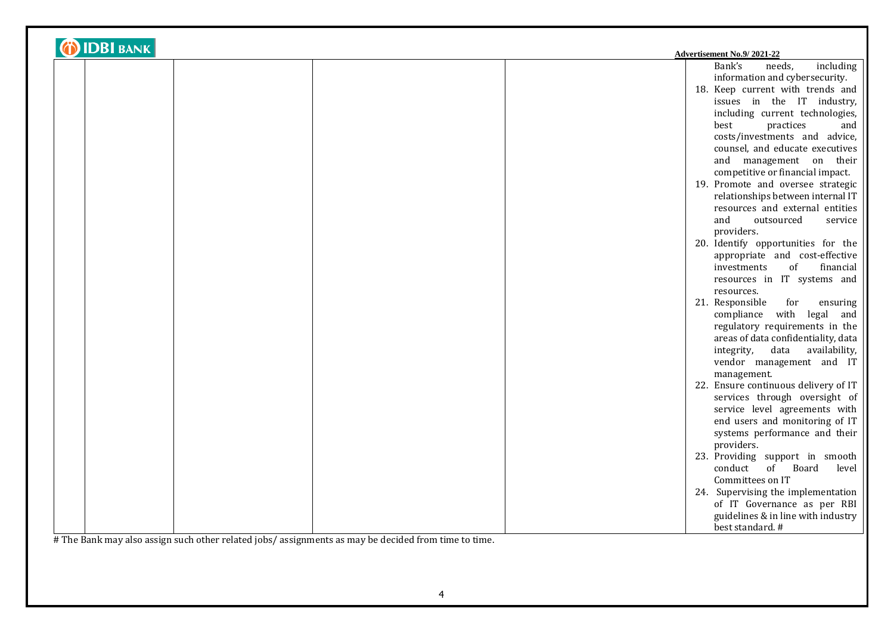| | | | | |
|---|---|---|---|---|
| | | | | Bank's needs, including information and cybersecurity.<br>18. Keep current with trends and issues in the IT industry, including current technologies, best practices and costs/investments and advice, counsel, and educate executives and management on their competitive or financial impact.<br>19. Promote and oversee strategic relationships between internal IT resources and external entities and outsourced service providers.<br>20. Identify opportunities for the appropriate and cost-effective investments of financial resources in IT systems and resources.<br>21. Responsible for ensuring compliance with legal and regulatory requirements in the areas of data confidentiality, data integrity, data availability, vendor management and IT management.<br>22. Ensure continuous delivery of IT services through oversight of service level agreements with end users and monitoring of IT systems performance and their providers.<br>23. Providing support in smooth conduct of Board level Committees on IT<br>24. Supervising the implementation of IT Governance as per RBI guidelines & in line with industry best standard. # |

# The Bank may also assign such other related jobs/ assignments as may be decided from time to time.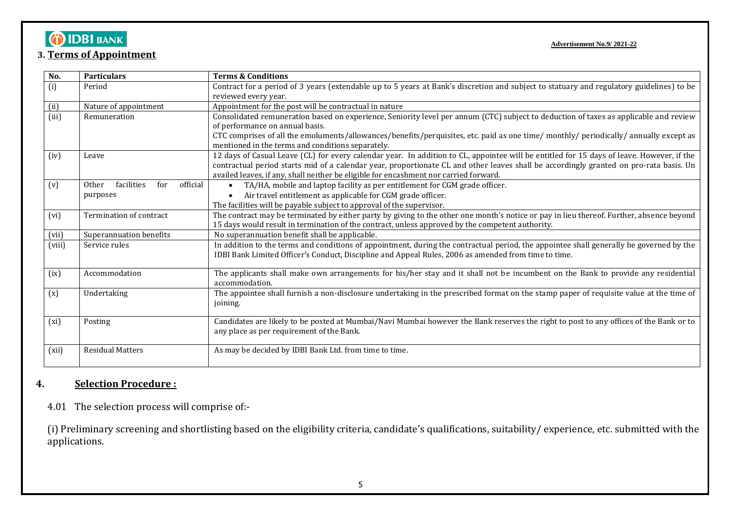**Advertisement No.9/ 2021-22**

## 3. Terms of Appointment

| No. | Particulars | Terms & Conditions |
| --- | --- | --- |
| (i) | Period | Contract for a period of 3 years (extendable up to 5 years at Bank's discretion and subject to statuary and regulatory guidelines) to be reviewed every year. |
| (ii) | Nature of appointment | Appointment for the post will be contractual in nature |
| (iii) | Remuneration | Consolidated remuneration based on experience, Seniority level per annum (CTC) subject to deduction of taxes as applicable and review of performance on annual basis.<br>CTC comprises of all the emoluments/allowances/benefits/perquisites, etc. paid as one time/ monthly/ periodically/ annually except as mentioned in the terms and conditions separately. |
| (iv) | Leave | 12 days of Casual Leave (CL) for every calendar year. In addition to CL, appointee will be entitled for 15 days of leave. However, if the contractual period starts mid of a calendar year, proportionate CL and other leaves shall be accordingly granted on pro-rata basis. Un availed leaves, if any, shall neither be eligible for encashment nor carried forward. |
| (v) | Other facilities for official purposes | • TA/HA, mobile and laptop facility as per entitlement for CGM grade officer.<br>• Air travel entitlement as applicable for CGM grade officer.<br>The facilities will be payable subject to approval of the supervisor. |
| (vi) | Termination of contract | The contract may be terminated by either party by giving to the other one month's notice or pay in lieu thereof. Further, absence beyond 15 days would result in termination of the contract, unless approved by the competent authority. |
| (vii) | Superannuation benefits | No superannuation benefit shall be applicable. |
| (viii) | Service rules | In addition to the terms and conditions of appointment, during the contractual period, the appointee shall generally be governed by the IDBI Bank Limited Officer's Conduct, Discipline and Appeal Rules, 2006 as amended from time to time. |
| (ix) | Accommodation | The applicants shall make own arrangements for his/her stay and it shall not be incumbent on the Bank to provide any residential accommodation. |
| (x) | Undertaking | The appointee shall furnish a non-disclosure undertaking in the prescribed format on the stamp paper of requisite value at the time of joining. |
| (xi) | Posting | Candidates are likely to be posted at Mumbai/Navi Mumbai however the Bank reserves the right to post to any offices of the Bank or to any place as per requirement of the Bank. |
| (xii) | Residual Matters | As may be decided by IDBI Bank Ltd. from time to time. |

## 4. Selection Procedure :

4.01 The selection process will comprise of:-

(i) Preliminary screening and shortlisting based on the eligibility criteria, candidate's qualifications, suitability/ experience, etc. submitted with the applications.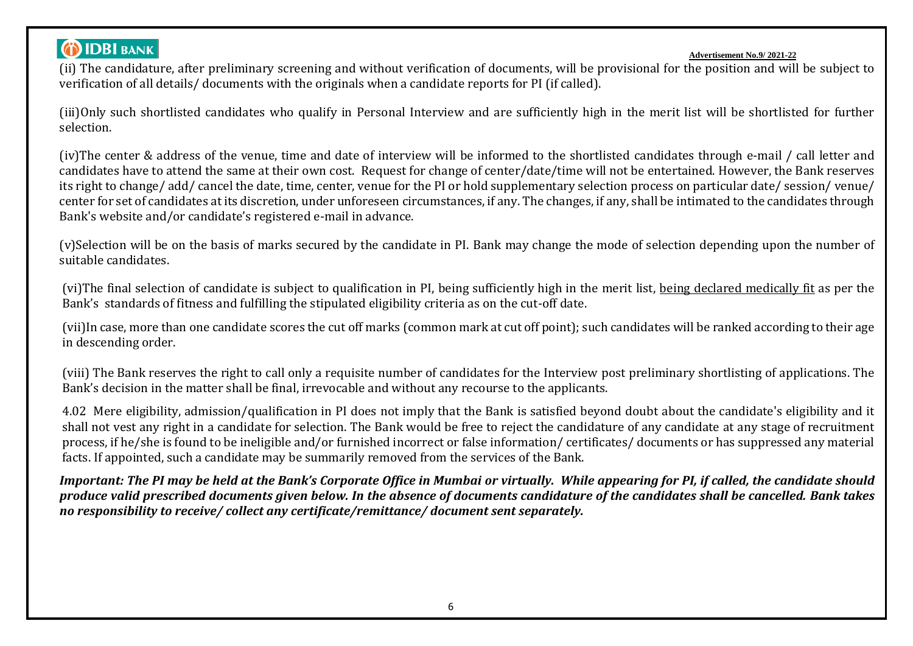(ii) The candidature, after preliminary screening and without verification of documents, will be provisional for the position and will be subject to verification of all details/ documents with the originals when a candidate reports for PI (if called).

(iii)Only such shortlisted candidates who qualify in Personal Interview and are sufficiently high in the merit list will be shortlisted for further selection.

(iv)The center & address of the venue, time and date of interview will be informed to the shortlisted candidates through e-mail / call letter and candidates have to attend the same at their own cost. Request for change of center/date/time will not be entertained. However, the Bank reserves its right to change/ add/ cancel the date, time, center, venue for the PI or hold supplementary selection process on particular date/ session/ venue/ center for set of candidates at its discretion, under unforeseen circumstances, if any. The changes, if any, shall be intimated to the candidates through Bank's website and/or candidate's registered e-mail in advance.

(v)Selection will be on the basis of marks secured by the candidate in PI. Bank may change the mode of selection depending upon the number of suitable candidates.

(vi)The final selection of candidate is subject to qualification in PI, being sufficiently high in the merit list, being declared medically fit as per the Bank's standards of fitness and fulfilling the stipulated eligibility criteria as on the cut-off date.

(vii)In case, more than one candidate scores the cut off marks (common mark at cut off point); such candidates will be ranked according to their age in descending order.

(viii) The Bank reserves the right to call only a requisite number of candidates for the Interview post preliminary shortlisting of applications. The Bank's decision in the matter shall be final, irrevocable and without any recourse to the applicants.

4.02 Mere eligibility, admission/qualification in PI does not imply that the Bank is satisfied beyond doubt about the candidate's eligibility and it shall not vest any right in a candidate for selection. The Bank would be free to reject the candidature of any candidate at any stage of recruitment process, if he/she is found to be ineligible and/or furnished incorrect or false information/ certificates/ documents or has suppressed any material facts. If appointed, such a candidate may be summarily removed from the services of the Bank.

***Important: The PI may be held at the Bank's Corporate Office in Mumbai or virtually. While appearing for PI, if called, the candidate should produce valid prescribed documents given below. In the absence of documents candidature of the candidates shall be cancelled. Bank takes no responsibility to receive/ collect any certificate/remittance/ document sent separately.***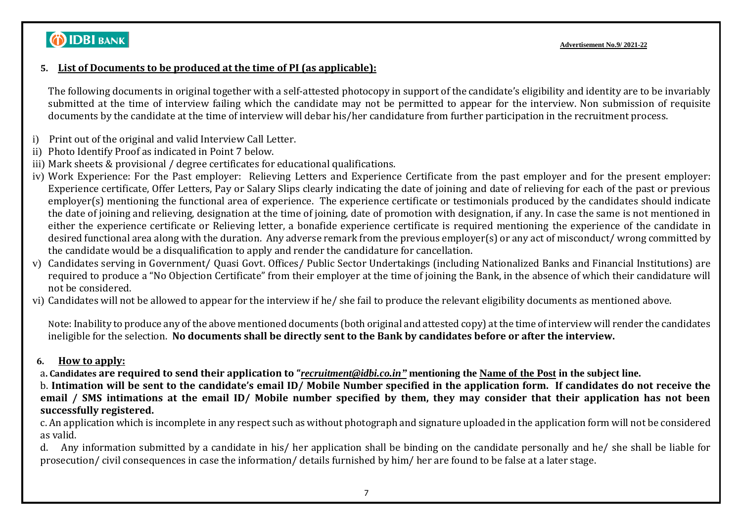## 5. List of Documents to be produced at the time of PI (as applicable):

The following documents in original together with a self-attested photocopy in support of the candidate's eligibility and identity are to be invariably submitted at the time of interview failing which the candidate may not be permitted to appear for the interview. Non submission of requisite documents by the candidate at the time of interview will debar his/her candidature from further participation in the recruitment process.

i) Print out of the original and valid Interview Call Letter.
ii) Photo Identify Proof as indicated in Point 7 below.
iii) Mark sheets & provisional / degree certificates for educational qualifications.
iv) Work Experience: For the Past employer: Relieving Letters and Experience Certificate from the past employer and for the present employer: Experience certificate, Offer Letters, Pay or Salary Slips clearly indicating the date of joining and date of relieving for each of the past or previous employer(s) mentioning the functional area of experience. The experience certificate or testimonials produced by the candidates should indicate the date of joining and relieving, designation at the time of joining, date of promotion with designation, if any. In case the same is not mentioned in either the experience certificate or Relieving letter, a bonafide experience certificate is required mentioning the experience of the candidate in desired functional area along with the duration. Any adverse remark from the previous employer(s) or any act of misconduct/ wrong committed by the candidate would be a disqualification to apply and render the candidature for cancellation.
v) Candidates serving in Government/ Quasi Govt. Offices/ Public Sector Undertakings (including Nationalized Banks and Financial Institutions) are required to produce a "No Objection Certificate" from their employer at the time of joining the Bank, in the absence of which their candidature will not be considered.
vi) Candidates will not be allowed to appear for the interview if he/ she fail to produce the relevant eligibility documents as mentioned above.

Note: Inability to produce any of the above mentioned documents (both original and attested copy) at the time of interview will render the candidates ineligible for the selection. **No documents shall be directly sent to the Bank by candidates before or after the interview.**

## 6. How to apply:

a. **Candidates are required to send their application to "*recruitment@idbi.co.in*" mentioning the Name of the Post in the subject line.**

b. **Intimation will be sent to the candidate's email ID/ Mobile Number specified in the application form. If candidates do not receive the email / SMS intimations at the email ID/ Mobile number specified by them, they may consider that their application has not been successfully registered.**

c. An application which is incomplete in any respect such as without photograph and signature uploaded in the application form will not be considered as valid.

d. Any information submitted by a candidate in his/ her application shall be binding on the candidate personally and he/ she shall be liable for prosecution/ civil consequences in case the information/ details furnished by him/ her are found to be false at a later stage.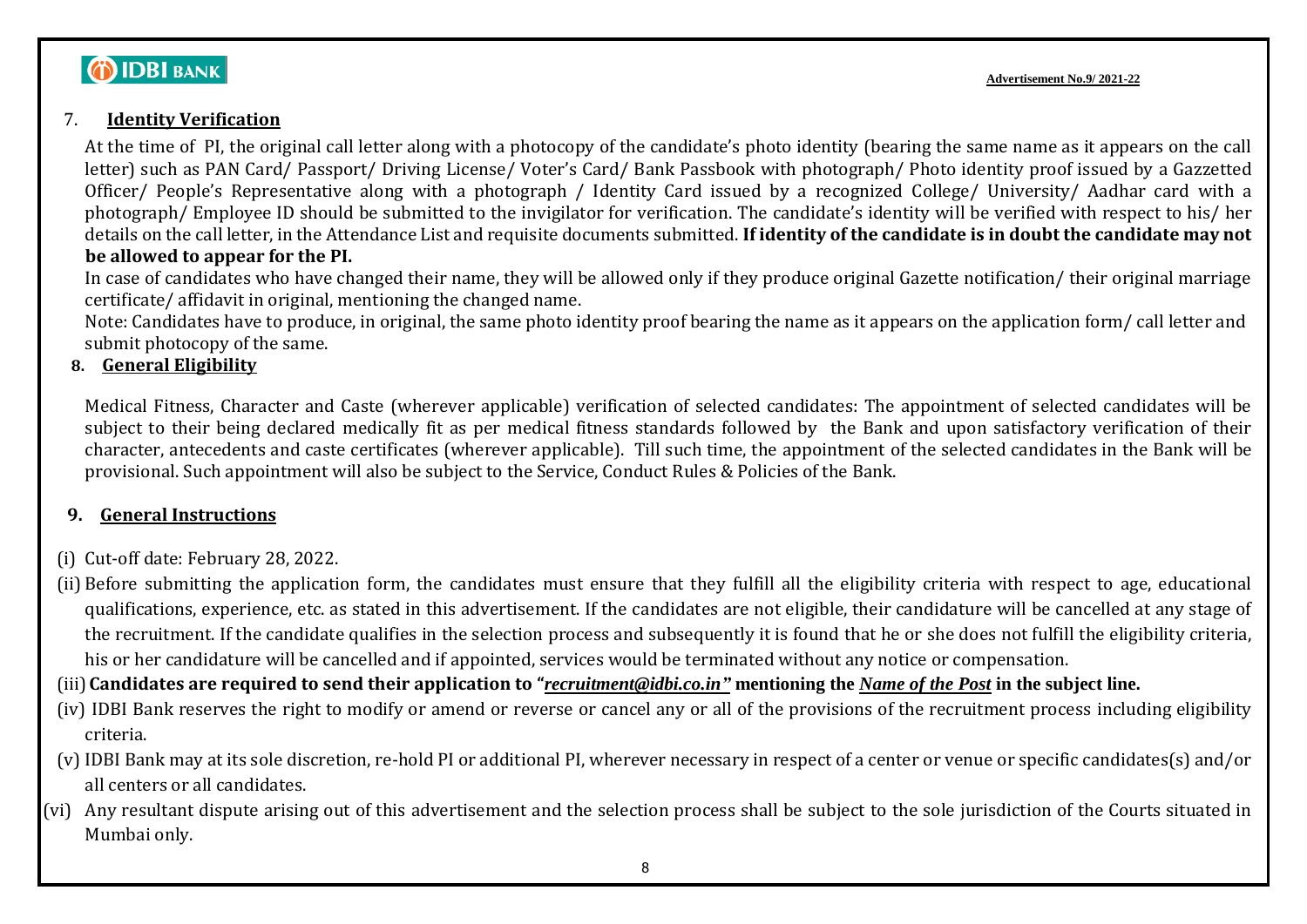## 7. Identity Verification

At the time of PI, the original call letter along with a photocopy of the candidate's photo identity (bearing the same name as it appears on the call letter) such as PAN Card/ Passport/ Driving License/ Voter's Card/ Bank Passbook with photograph/ Photo identity proof issued by a Gazzetted Officer/ People's Representative along with a photograph / Identity Card issued by a recognized College/ University/ Aadhar card with a photograph/ Employee ID should be submitted to the invigilator for verification. The candidate's identity will be verified with respect to his/ her details on the call letter, in the Attendance List and requisite documents submitted. **If identity of the candidate is in doubt the candidate may not be allowed to appear for the PI.**

In case of candidates who have changed their name, they will be allowed only if they produce original Gazette notification/ their original marriage certificate/ affidavit in original, mentioning the changed name.

Note: Candidates have to produce, in original, the same photo identity proof bearing the name as it appears on the application form/ call letter and submit photocopy of the same.

## 8. General Eligibility

Medical Fitness, Character and Caste (wherever applicable) verification of selected candidates: The appointment of selected candidates will be subject to their being declared medically fit as per medical fitness standards followed by the Bank and upon satisfactory verification of their character, antecedents and caste certificates (wherever applicable). Till such time, the appointment of the selected candidates in the Bank will be provisional. Such appointment will also be subject to the Service, Conduct Rules & Policies of the Bank.

## 9. General Instructions

(i) Cut-off date: February 28, 2022.

(ii) Before submitting the application form, the candidates must ensure that they fulfill all the eligibility criteria with respect to age, educational qualifications, experience, etc. as stated in this advertisement. If the candidates are not eligible, their candidature will be cancelled at any stage of the recruitment. If the candidate qualifies in the selection process and subsequently it is found that he or she does not fulfill the eligibility criteria, his or her candidature will be cancelled and if appointed, services would be terminated without any notice or compensation.

(iii) **Candidates are required to send their application to "*recruitment@idbi.co.in*" mentioning the *Name of the Post* in the subject line.**

(iv) IDBI Bank reserves the right to modify or amend or reverse or cancel any or all of the provisions of the recruitment process including eligibility criteria.

(v) IDBI Bank may at its sole discretion, re-hold PI or additional PI, wherever necessary in respect of a center or venue or specific candidates(s) and/or all centers or all candidates.

(vi) Any resultant dispute arising out of this advertisement and the selection process shall be subject to the sole jurisdiction of the Courts situated in Mumbai only.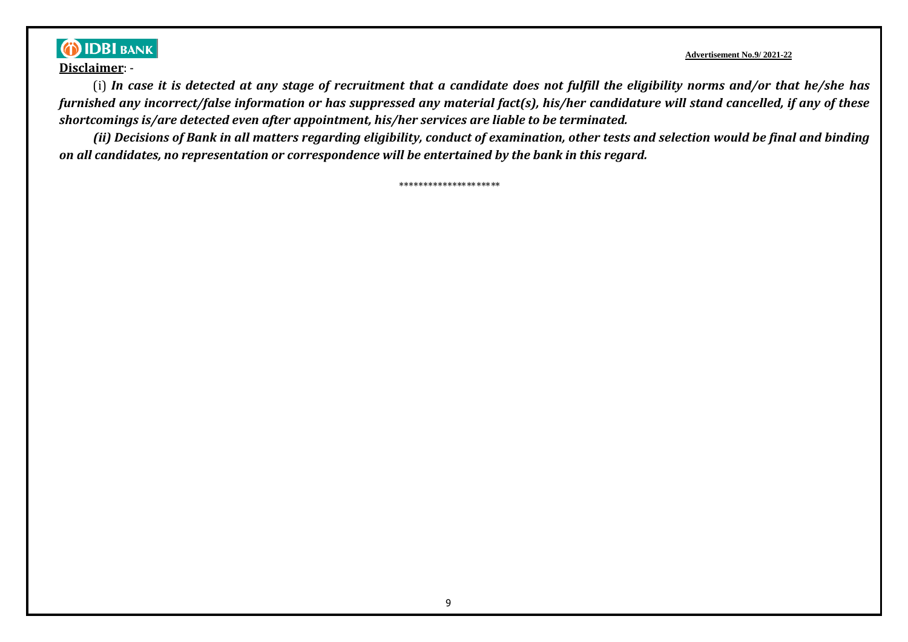**Disclaimer**: -

(i) ***In case it is detected at any stage of recruitment that a candidate does not fulfill the eligibility norms and/or that he/she has furnished any incorrect/false information or has suppressed any material fact(s), his/her candidature will stand cancelled, if any of these shortcomings is/are detected even after appointment, his/her services are liable to be terminated.***

***(ii) Decisions of Bank in all matters regarding eligibility, conduct of examination, other tests and selection would be final and binding on all candidates, no representation or correspondence will be entertained by the bank in this regard.***

********************